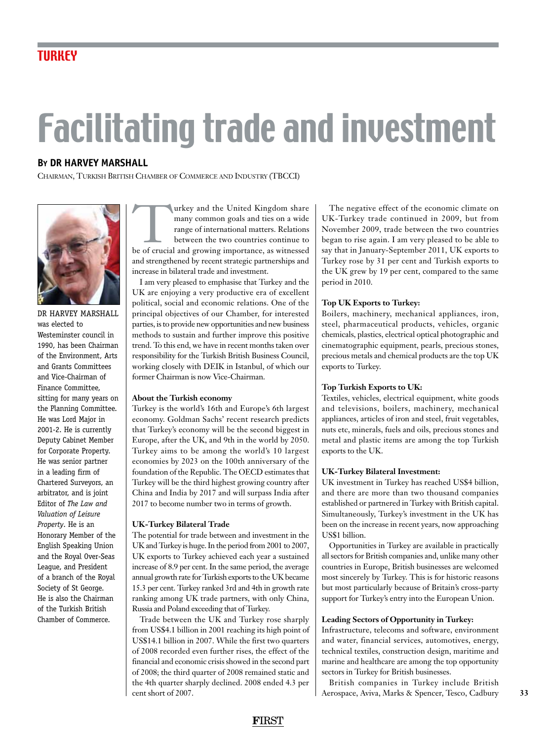# Facilitating trade and investment

**By Dr Harvey Marshall**

Chairman, Turkish British Chamber of Commerce and Industry (TBCCI)

DR HARVEY MARSHALL was elected to Westeminster council in 1990, has been Chairman of the Environment, Arts and Grants Committees and Vice-Chairman of Finance Committee, sitting for many years on the Planning Committee. He was Lord Major in 2001-2. He is currently Deputy Cabinet Member for Corporate Property. He was senior partner in a leading firm of Chartered Surveyors, an arbitrator, and is joint Editor of *The Law and Valuation of Leisure Property*. He is an Honorary Member of the English Speaking Union and the Royal Over-Seas League, and President of a branch of the Royal Society of St George. He is also the Chairman of the Turkish British Chamber of Commerce.

Turkey and the United Kingdom share many common goals and ties on a wide range of international matters. Relations between the two countries continue to be of crucial and growing importance, as witnessed and strengthened by recent strategic partnerships and increase in bilateral trade and investment.

I am very pleased to emphasise that Turkey and the UK are enjoying a very productive era of excellent political, social and economic relations. One of the principal objectives of our Chamber, for interested parties, is to provide new opportunities and new business methods to sustain and further improve this positive trend. To this end, we have in recent months taken over responsibility for the Turkish British Business Council, working closely with DEIK in Istanbul, of which our former Chairman is now Vice-Chairman.

**About the Turkish economy**

Turkey is the world's 16th and Europe's 6th largest economy. Goldman Sachs' recent research predicts that Turkey's economy will be the second biggest in Europe, after the UK, and 9th in the world by 2050. Turkey aims to be among the world's 10 largest economies by 2023 on the 100th anniversary of the foundation of the Republic. The OECD estimates that Turkey will be the third highest growing country after China and India by 2017 and will surpass India after 2017 to become number two in terms of growth.

**UK-Turkey Bilateral Trade**

The potential for trade between and investment in the UK and Turkey is huge. In the period from 2001 to 2007, UK exports to Turkey achieved each year a sustained increase of 8.9 per cent. In the same period, the average annual growth rate for Turkish exports to the UK became 15.3 per cent. Turkey ranked 3rd and 4th in growth rate ranking among UK trade partners, with only China, Russia and Poland exceeding that of Turkey.

Trade between the UK and Turkey rose sharply from US$4.1 billion in 2001 reaching its high point of US$14.1 billion in 2007. While the first two quarters of 2008 recorded even further rises, the effect of the financial and economic crisis showed in the second part of 2008; the third quarter of 2008 remained static and the 4th quarter sharply declined. 2008 ended 4.3 per cent short of 2007.

The negative effect of the economic climate on UK-Turkey trade continued in 2009, but from November 2009, trade between the two countries began to rise again. I am very pleased to be able to say that in January-September 2011, UK exports to Turkey rose by 31 per cent and Turkish exports to the UK grew by 19 per cent, compared to the same period in 2010.

**Top UK Exports to Turkey:**

Boilers, machinery, mechanical appliances, iron, steel, pharmaceutical products, vehicles, organic chemicals, plastics, electrical optical photographic and cinematographic equipment, pearls, precious stones, precious metals and chemical products are the top UK exports to Turkey.

**Top Turkish Exports to UK:**

Textiles, vehicles, electrical equipment, white goods and televisions, boilers, machinery, mechanical appliances, articles of iron and steel, fruit vegetables, nuts etc, minerals, fuels and oils, precious stones and metal and plastic items are among the top Turkish exports to the UK.

**UK-Turkey Bilateral Investment:**

UK investment in Turkey has reached US$4 billion, and there are more than two thousand companies established or partnered in Turkey with British capital. Simultaneously, Turkey's investment in the UK has been on the increase in recent years, now approaching US$1 billion.

Opportunities in Turkey are available in practically all sectors for British companies and, unlike many other countries in Europe, British businesses are welcomed most sincerely by Turkey. This is for historic reasons but most particularly because of Britain's cross-party support for Turkey's entry into the European Union.

**Leading Sectors of Opportunity in Turkey:**

Infrastructure, telecoms and software, environment and water, financial services, automotives, energy, technical textiles, construction design, maritime and marine and healthcare are among the top opportunity sectors in Turkey for British businesses.

British companies in Turkey include British Aerospace, Aviva, Marks & Spencer, Tesco, Cadbury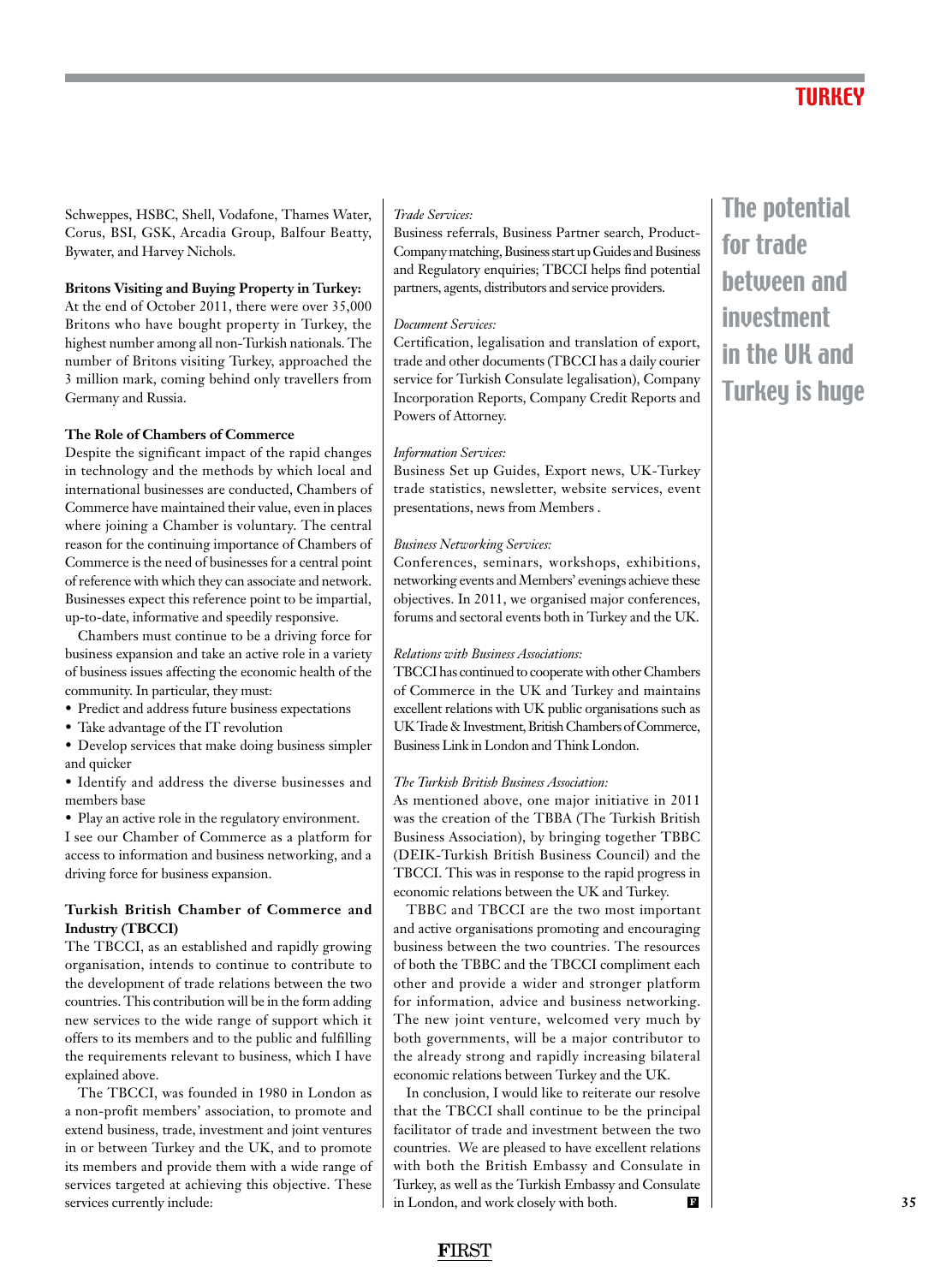Schweppes, HSBC, Shell, Vodafone, Thames Water, Corus, BSI, GSK, Arcadia Group, Balfour Beatty, Bywater, and Harvey Nichols.

**Britons Visiting and Buying Property in Turkey:**
At the end of October 2011, there were over 35,000 Britons who have bought property in Turkey, the highest number among all non-Turkish nationals. The number of Britons visiting Turkey, approached the 3 million mark, coming behind only travellers from Germany and Russia.

**The Role of Chambers of Commerce**
Despite the significant impact of the rapid changes in technology and the methods by which local and international businesses are conducted, Chambers of Commerce have maintained their value, even in places where joining a Chamber is voluntary. The central reason for the continuing importance of Chambers of Commerce is the need of businesses for a central point of reference with which they can associate and network. Businesses expect this reference point to be impartial, up-to-date, informative and speedily responsive.

Chambers must continue to be a driving force for business expansion and take an active role in a variety of business issues affecting the economic health of the community. In particular, they must:

- Predict and address future business expectations
- Take advantage of the IT revolution
- Develop services that make doing business simpler and quicker
- Identify and address the diverse businesses and members base
- Play an active role in the regulatory environment.

I see our Chamber of Commerce as a platform for access to information and business networking, and a driving force for business expansion.

**Turkish British Chamber of Commerce and Industry (TBCCI)**
The TBCCI, as an established and rapidly growing organisation, intends to continue to contribute to the development of trade relations between the two countries. This contribution will be in the form adding new services to the wide range of support which it offers to its members and to the public and fulfilling the requirements relevant to business, which I have explained above.

The TBCCI, was founded in 1980 in London as a non-profit members' association, to promote and extend business, trade, investment and joint ventures in or between Turkey and the UK, and to promote its members and provide them with a wide range of services targeted at achieving this objective. These services currently include:

*Trade Services:*
Business referrals, Business Partner search, Product-Company matching, Business start up Guides and Business and Regulatory enquiries; TBCCI helps find potential partners, agents, distributors and service providers.

*Document Services:*
Certification, legalisation and translation of export, trade and other documents (TBCCI has a daily courier service for Turkish Consulate legalisation), Company Incorporation Reports, Company Credit Reports and Powers of Attorney.

*Information Services:*
Business Set up Guides, Export news, UK-Turkey trade statistics, newsletter, website services, event presentations, news from Members .

*Business Networking Services:*
Conferences, seminars, workshops, exhibitions, networking events and Members' evenings achieve these objectives. In 2011, we organised major conferences, forums and sectoral events both in Turkey and the UK.

*Relations with Business Associations:*
TBCCI has continued to cooperate with other Chambers of Commerce in the UK and Turkey and maintains excellent relations with UK public organisations such as UK Trade & Investment, British Chambers of Commerce, Business Link in London and Think London.

*The Turkish British Business Association:*
As mentioned above, one major initiative in 2011 was the creation of the TBBA (The Turkish British Business Association), by bringing together TBBC (DEIK-Turkish British Business Council) and the TBCCI. This was in response to the rapid progress in economic relations between the UK and Turkey.

TBBC and TBCCI are the two most important and active organisations promoting and encouraging business between the two countries. The resources of both the TBBC and the TBCCI compliment each other and provide a wider and stronger platform for information, advice and business networking. The new joint venture, welcomed very much by both governments, will be a major contributor to the already strong and rapidly increasing bilateral economic relations between Turkey and the UK.

In conclusion, I would like to reiterate our resolve that the TBCCI shall continue to be the principal facilitator of trade and investment between the two countries. We are pleased to have excellent relations with both the British Embassy and Consulate in Turkey, as well as the Turkish Embassy and Consulate in London, and work closely with both.

**The potential for trade between and investment in the UK and Turkey is huge**